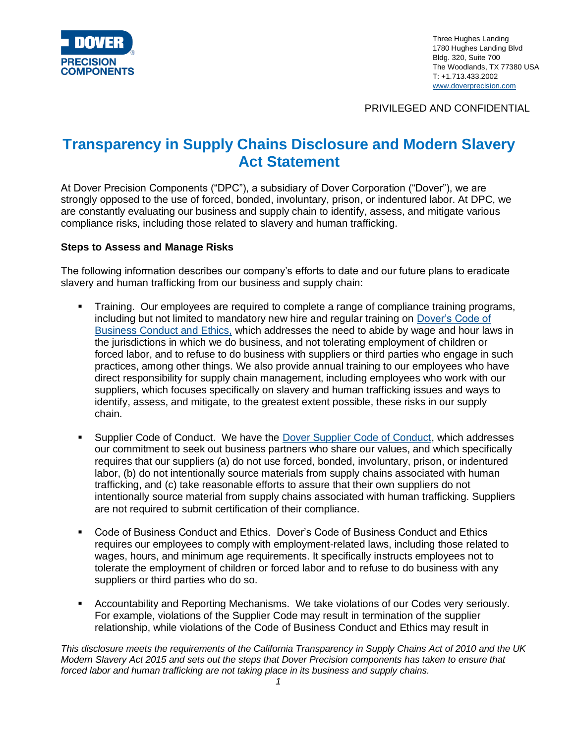DOVER PRECISION COMPONENTS

Three Hughes Landing
1780 Hughes Landing Blvd
Bldg. 320, Suite 700
The Woodlands, TX 77380 USA
T: +1.713.433.2002
www.doverprecision.com

PRIVILEGED AND CONFIDENTIAL

# Transparency in Supply Chains Disclosure and Modern Slavery Act Statement

At Dover Precision Components ("DPC"), a subsidiary of Dover Corporation ("Dover"), we are strongly opposed to the use of forced, bonded, involuntary, prison, or indentured labor. At DPC, we are constantly evaluating our business and supply chain to identify, assess, and mitigate various compliance risks, including those related to slavery and human trafficking.

**Steps to Assess and Manage Risks**

The following information describes our company's efforts to date and our future plans to eradicate slavery and human trafficking from our business and supply chain:

- Training. Our employees are required to complete a range of compliance training programs, including but not limited to mandatory new hire and regular training on Dover's Code of Business Conduct and Ethics, which addresses the need to abide by wage and hour laws in the jurisdictions in which we do business, and not tolerating employment of children or forced labor, and to refuse to do business with suppliers or third parties who engage in such practices, among other things. We also provide annual training to our employees who have direct responsibility for supply chain management, including employees who work with our suppliers, which focuses specifically on slavery and human trafficking issues and ways to identify, assess, and mitigate, to the greatest extent possible, these risks in our supply chain.

- Supplier Code of Conduct. We have the Dover Supplier Code of Conduct, which addresses our commitment to seek out business partners who share our values, and which specifically requires that our suppliers (a) do not use forced, bonded, involuntary, prison, or indentured labor, (b) do not intentionally source materials from supply chains associated with human trafficking, and (c) take reasonable efforts to assure that their own suppliers do not intentionally source material from supply chains associated with human trafficking. Suppliers are not required to submit certification of their compliance.

- Code of Business Conduct and Ethics. Dover's Code of Business Conduct and Ethics requires our employees to comply with employment-related laws, including those related to wages, hours, and minimum age requirements. It specifically instructs employees not to tolerate the employment of children or forced labor and to refuse to do business with any suppliers or third parties who do so.

- Accountability and Reporting Mechanisms. We take violations of our Codes very seriously. For example, violations of the Supplier Code may result in termination of the supplier relationship, while violations of the Code of Business Conduct and Ethics may result in

*This disclosure meets the requirements of the California Transparency in Supply Chains Act of 2010 and the UK Modern Slavery Act 2015 and sets out the steps that Dover Precision components has taken to ensure that forced labor and human trafficking are not taking place in its business and supply chains.*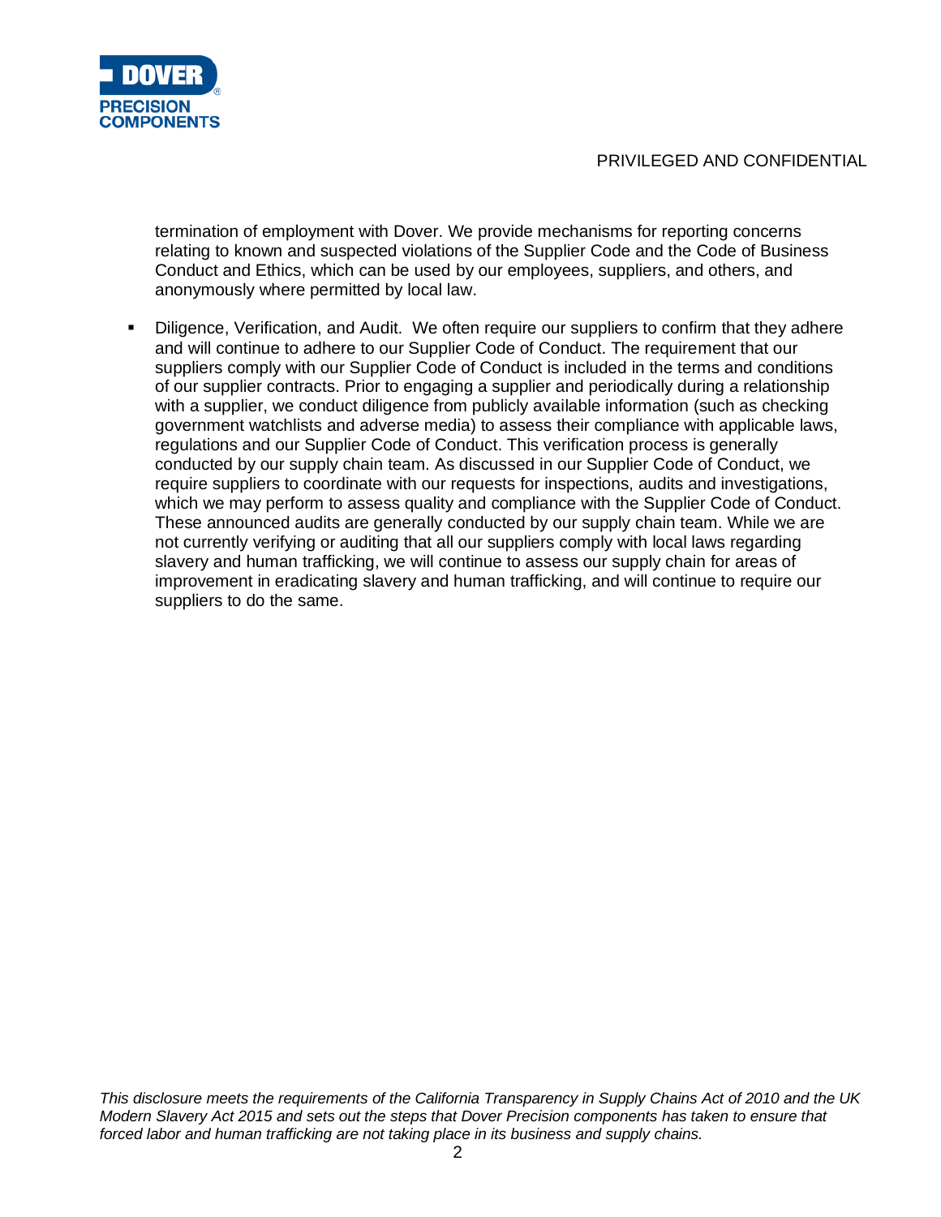termination of employment with Dover. We provide mechanisms for reporting concerns relating to known and suspected violations of the Supplier Code and the Code of Business Conduct and Ethics, which can be used by our employees, suppliers, and others, and anonymously where permitted by local law.

- Diligence, Verification, and Audit. We often require our suppliers to confirm that they adhere and will continue to adhere to our Supplier Code of Conduct. The requirement that our suppliers comply with our Supplier Code of Conduct is included in the terms and conditions of our supplier contracts. Prior to engaging a supplier and periodically during a relationship with a supplier, we conduct diligence from publicly available information (such as checking government watchlists and adverse media) to assess their compliance with applicable laws, regulations and our Supplier Code of Conduct. This verification process is generally conducted by our supply chain team. As discussed in our Supplier Code of Conduct, we require suppliers to coordinate with our requests for inspections, audits and investigations, which we may perform to assess quality and compliance with the Supplier Code of Conduct. These announced audits are generally conducted by our supply chain team. While we are not currently verifying or auditing that all our suppliers comply with local laws regarding slavery and human trafficking, we will continue to assess our supply chain for areas of improvement in eradicating slavery and human trafficking, and will continue to require our suppliers to do the same.

*This disclosure meets the requirements of the California Transparency in Supply Chains Act of 2010 and the UK Modern Slavery Act 2015 and sets out the steps that Dover Precision components has taken to ensure that forced labor and human trafficking are not taking place in its business and supply chains.*